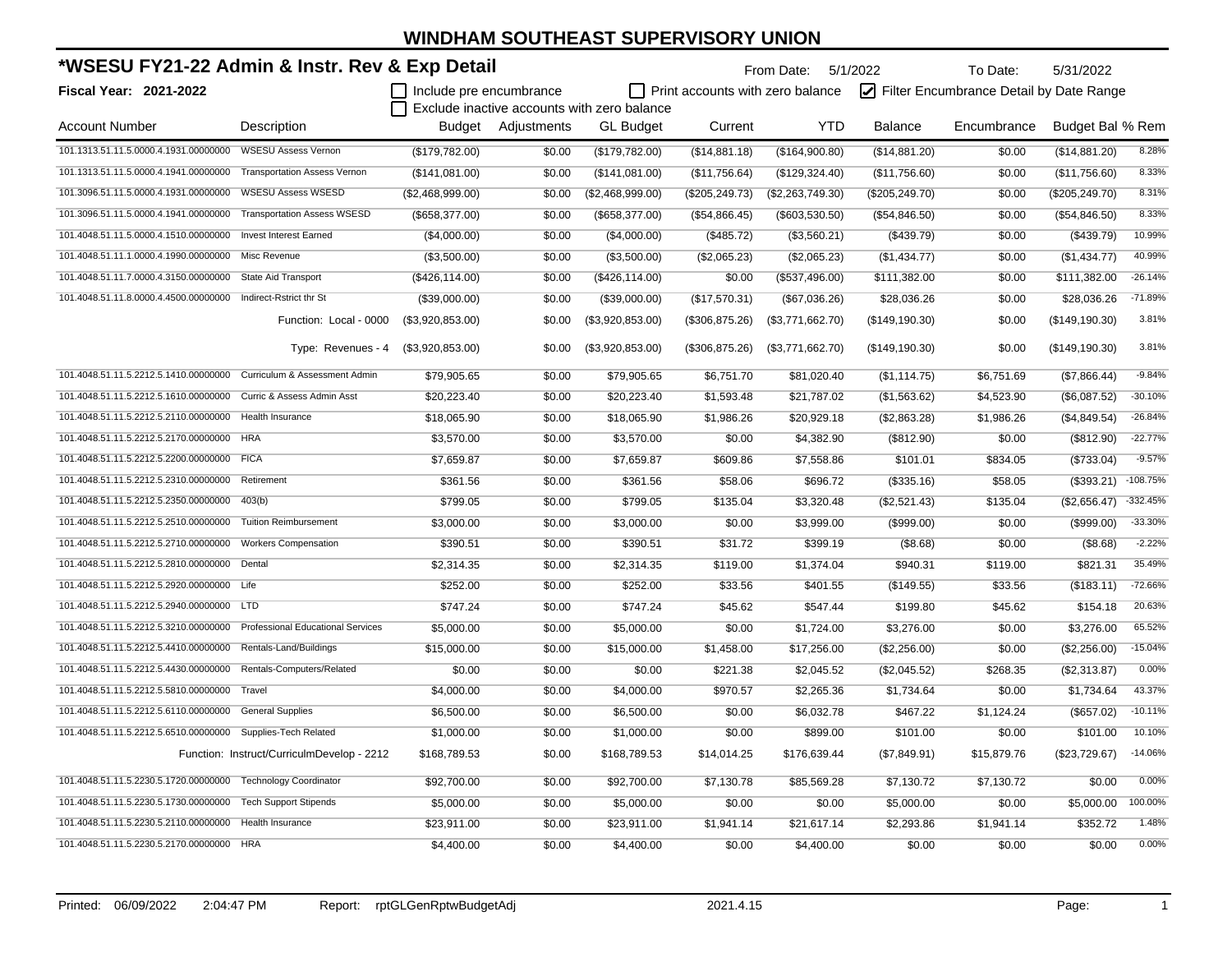# WINDHAM SOUTHEAST SUPERVISORY UNION

## *WSESU FY21-22 Admin & Instr. Rev & Exp Detail

From Date: 5/1/2022 To Date: 5/31/2022

**Fiscal Year: 2021-2022**

☐ Include pre encumbrance ☐ Print accounts with zero balance ☑ Filter Encumbrance Detail by Date Range
☐ Exclude inactive accounts with zero balance

| Account Number | Description | Budget | Adjustments | GL Budget | Current | YTD | Balance | Encumbrance | Budget Bal | % Rem |
|---|---|---|---|---|---|---|---|---|---|---|
| 101.1313.51.11.5.0000.4.1931.00000000 | WSESU Assess Vernon | ($179,782.00) | $0.00 | ($179,782.00) | ($14,881.18) | ($164,900.80) | ($14,881.20) | $0.00 | ($14,881.20) | 8.28% |
| 101.1313.51.11.5.0000.4.1941.00000000 | Transportation Assess Vernon | ($141,081.00) | $0.00 | ($141,081.00) | ($11,756.64) | ($129,324.40) | ($11,756.60) | $0.00 | ($11,756.60) | 8.33% |
| 101.3096.51.11.5.0000.4.1931.00000000 | WSESU Assess WSESD | ($2,468,999.00) | $0.00 | ($2,468,999.00) | ($205,249.73) | ($2,263,749.30) | ($205,249.70) | $0.00 | ($205,249.70) | 8.31% |
| 101.3096.51.11.5.0000.4.1941.00000000 | Transportation Assess WSESD | ($658,377.00) | $0.00 | ($658,377.00) | ($54,866.45) | ($603,530.50) | ($54,846.50) | $0.00 | ($54,846.50) | 8.33% |
| 101.4048.51.11.5.0000.4.1510.00000000 | Invest Interest Earned | ($4,000.00) | $0.00 | ($4,000.00) | ($485.72) | ($3,560.21) | ($439.79) | $0.00 | ($439.79) | 10.99% |
| 101.4048.51.11.1.0000.4.1990.00000000 | Misc Revenue | ($3,500.00) | $0.00 | ($3,500.00) | ($2,065.23) | ($2,065.23) | ($1,434.77) | $0.00 | ($1,434.77) | 40.99% |
| 101.4048.51.11.7.0000.4.3150.00000000 | State Aid Transport | ($426,114.00) | $0.00 | ($426,114.00) | $0.00 | ($537,496.00) | $111,382.00 | $0.00 | $111,382.00 | -26.14% |
| 101.4048.51.11.8.0000.4.4500.00000000 | Indirect-Rstrict thr St | ($39,000.00) | $0.00 | ($39,000.00) | ($17,570.31) | ($67,036.26) | $28,036.26 | $0.00 | $28,036.26 | -71.89% |
| | Function: Local - 0000 | ($3,920,853.00) | $0.00 | ($3,920,853.00) | ($306,875.26) | ($3,771,662.70) | ($149,190.30) | $0.00 | ($149,190.30) | 3.81% |
| | Type: Revenues - 4 | ($3,920,853.00) | $0.00 | ($3,920,853.00) | ($306,875.26) | ($3,771,662.70) | ($149,190.30) | $0.00 | ($149,190.30) | 3.81% |
| 101.4048.51.11.5.2212.5.1410.00000000 | Curriculum & Assessment Admin | $79,905.65 | $0.00 | $79,905.65 | $6,751.70 | $81,020.40 | ($1,114.75) | $6,751.69 | ($7,866.44) | -9.84% |
| 101.4048.51.11.5.2212.5.1610.00000000 | Curric & Assess Admin Asst | $20,223.40 | $0.00 | $20,223.40 | $1,593.48 | $21,787.02 | ($1,563.62) | $4,523.90 | ($6,087.52) | -30.10% |
| 101.4048.51.11.5.2212.5.2110.00000000 | Health Insurance | $18,065.90 | $0.00 | $18,065.90 | $1,986.26 | $20,929.18 | ($2,863.28) | $1,986.26 | ($4,849.54) | -26.84% |
| 101.4048.51.11.5.2212.5.2170.00000000 | HRA | $3,570.00 | $0.00 | $3,570.00 | $0.00 | $4,382.90 | ($812.90) | $0.00 | ($812.90) | -22.77% |
| 101.4048.51.11.5.2212.5.2200.00000000 | FICA | $7,659.87 | $0.00 | $7,659.87 | $609.86 | $7,558.86 | $101.01 | $834.05 | ($733.04) | -9.57% |
| 101.4048.51.11.5.2212.5.2310.00000000 | Retirement | $361.56 | $0.00 | $361.56 | $58.06 | $696.72 | ($335.16) | $58.05 | ($393.21) | -108.75% |
| 101.4048.51.11.5.2212.5.2350.00000000 | 403(b) | $799.05 | $0.00 | $799.05 | $135.04 | $3,320.48 | ($2,521.43) | $135.04 | ($2,656.47) | -332.45% |
| 101.4048.51.11.5.2212.5.2510.00000000 | Tuition Reimbursement | $3,000.00 | $0.00 | $3,000.00 | $0.00 | $3,999.00 | ($999.00) | $0.00 | ($999.00) | -33.30% |
| 101.4048.51.11.5.2212.5.2710.00000000 | Workers Compensation | $390.51 | $0.00 | $390.51 | $31.72 | $399.19 | ($8.68) | $0.00 | ($8.68) | -2.22% |
| 101.4048.51.11.5.2212.5.2810.00000000 | Dental | $2,314.35 | $0.00 | $2,314.35 | $119.00 | $1,374.04 | $940.31 | $119.00 | $821.31 | 35.49% |
| 101.4048.51.11.5.2212.5.2920.00000000 | Life | $252.00 | $0.00 | $252.00 | $33.56 | $401.55 | ($149.55) | $33.56 | ($183.11) | -72.66% |
| 101.4048.51.11.5.2212.5.2940.00000000 | LTD | $747.24 | $0.00 | $747.24 | $45.62 | $547.44 | $199.80 | $45.62 | $154.18 | 20.63% |
| 101.4048.51.11.5.2212.5.3210.00000000 | Professional Educational Services | $5,000.00 | $0.00 | $5,000.00 | $0.00 | $1,724.00 | $3,276.00 | $0.00 | $3,276.00 | 65.52% |
| 101.4048.51.11.5.2212.5.4410.00000000 | Rentals-Land/Buildings | $15,000.00 | $0.00 | $15,000.00 | $1,458.00 | $17,256.00 | ($2,256.00) | $0.00 | ($2,256.00) | -15.04% |
| 101.4048.51.11.5.2212.5.4430.00000000 | Rentals-Computers/Related | $0.00 | $0.00 | $0.00 | $221.38 | $2,045.52 | ($2,045.52) | $268.35 | ($2,313.87) | 0.00% |
| 101.4048.51.11.5.2212.5.5810.00000000 | Travel | $4,000.00 | $0.00 | $4,000.00 | $970.57 | $2,265.36 | $1,734.64 | $0.00 | $1,734.64 | 43.37% |
| 101.4048.51.11.5.2212.5.6110.00000000 | General Supplies | $6,500.00 | $0.00 | $6,500.00 | $0.00 | $6,032.78 | $467.22 | $1,124.24 | ($657.02) | -10.11% |
| 101.4048.51.11.5.2212.5.6510.00000000 | Supplies-Tech Related | $1,000.00 | $0.00 | $1,000.00 | $0.00 | $899.00 | $101.00 | $0.00 | $101.00 | 10.10% |
| | Function: Instruct/CurriculmDevelop - 2212 | $168,789.53 | $0.00 | $168,789.53 | $14,014.25 | $176,639.44 | ($7,849.91) | $15,879.76 | ($23,729.67) | -14.06% |
| 101.4048.51.11.5.2230.5.1720.00000000 | Technology Coordinator | $92,700.00 | $0.00 | $92,700.00 | $7,130.78 | $85,569.28 | $7,130.72 | $7,130.72 | $0.00 | 0.00% |
| 101.4048.51.11.5.2230.5.1730.00000000 | Tech Support Stipends | $5,000.00 | $0.00 | $5,000.00 | $0.00 | $0.00 | $5,000.00 | $0.00 | $5,000.00 | 100.00% |
| 101.4048.51.11.5.2230.5.2110.00000000 | Health Insurance | $23,911.00 | $0.00 | $23,911.00 | $1,941.14 | $21,617.14 | $2,293.86 | $1,941.14 | $352.72 | 1.48% |
| 101.4048.51.11.5.2230.5.2170.00000000 | HRA | $4,400.00 | $0.00 | $4,400.00 | $0.00 | $4,400.00 | $0.00 | $0.00 | $0.00 | 0.00% |

Printed: 06/09/2022 2:04:47 PM Report: rptGLGenRptwBudgetAdj 2021.4.15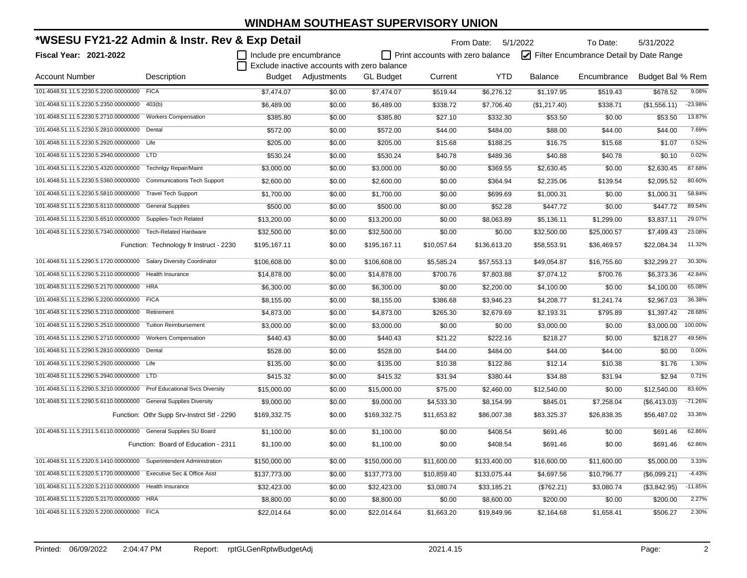# WINDHAM SOUTHEAST SUPERVISORY UNION

## *WSESU FY21-22 Admin & Instr. Rev & Exp Detail

From Date: 5/1/2022 To Date: 5/31/2022

**Fiscal Year: 2021-2022**

☐ Include pre encumbrance ☐ Print accounts with zero balance ☑ Filter Encumbrance Detail by Date Range
☐ Exclude inactive accounts with zero balance

| Account Number | Description | Budget | Adjustments | GL Budget | Current | YTD | Balance | Encumbrance | Budget Bal | % Rem |
|---|---|---|---|---|---|---|---|---|---|---|
| 101.4048.51.11.5.2230.5.2200.00000000 | FICA | $7,474.07 | $0.00 | $7,474.07 | $519.44 | $6,276.12 | $1,197.95 | $519.43 | $678.52 | 9.08% |
| 101.4048.51.11.5.2230.5.2350.00000000 | 403(b) | $6,489.00 | $0.00 | $6,489.00 | $338.72 | $7,706.40 | ($1,217.40) | $338.71 | ($1,556.11) | -23.98% |
| 101.4048.51.11.5.2230.5.2710.00000000 | Workers Compensation | $385.80 | $0.00 | $385.80 | $27.10 | $332.30 | $53.50 | $0.00 | $53.50 | 13.87% |
| 101.4048.51.11.5.2230.5.2810.00000000 | Dental | $572.00 | $0.00 | $572.00 | $44.00 | $484.00 | $88.00 | $44.00 | $44.00 | 7.69% |
| 101.4048.51.11.5.2230.5.2920.00000000 | Life | $205.00 | $0.00 | $205.00 | $15.68 | $188.25 | $16.75 | $15.68 | $1.07 | 0.52% |
| 101.4048.51.11.5.2230.5.2940.00000000 | LTD | $530.24 | $0.00 | $530.24 | $40.78 | $489.36 | $40.88 | $40.78 | $0.10 | 0.02% |
| 101.4048.51.11.5.2230.5.4320.00000000 | Technlgy Repair/Maint | $3,000.00 | $0.00 | $3,000.00 | $0.00 | $369.55 | $2,630.45 | $0.00 | $2,630.45 | 87.68% |
| 101.4048.51.11.5.2230.5.5360.00000000 | Communications Tech Support | $2,600.00 | $0.00 | $2,600.00 | $0.00 | $364.94 | $2,235.06 | $139.54 | $2,095.52 | 80.60% |
| 101.4048.51.11.5.2230.5.5810.00000000 | Travel Tech Support | $1,700.00 | $0.00 | $1,700.00 | $0.00 | $699.69 | $1,000.31 | $0.00 | $1,000.31 | 58.84% |
| 101.4048.51.11.5.2230.5.6110.00000000 | General Supplies | $500.00 | $0.00 | $500.00 | $0.00 | $52.28 | $447.72 | $0.00 | $447.72 | 89.54% |
| 101.4048.51.11.5.2230.5.6510.00000000 | Supplies-Tech Related | $13,200.00 | $0.00 | $13,200.00 | $0.00 | $8,063.89 | $5,136.11 | $1,299.00 | $3,837.11 | 29.07% |
| 101.4048.51.11.5.2230.5.7340.00000000 | Tech-Related Hardware | $32,500.00 | $0.00 | $32,500.00 | $0.00 | $0.00 | $32,500.00 | $25,000.57 | $7,499.43 | 23.08% |
| | Function: Technology fr Instruct - 2230 | $195,167.11 | $0.00 | $195,167.11 | $10,057.64 | $136,613.20 | $58,553.91 | $36,469.57 | $22,084.34 | 11.32% |
| 101.4048.51.11.5.2290.5.1720.00000000 | Salary Diversity Coordinator | $106,608.00 | $0.00 | $106,608.00 | $5,585.24 | $57,553.13 | $49,054.87 | $16,755.60 | $32,299.27 | 30.30% |
| 101.4048.51.11.5.2290.5.2110.00000000 | Health Insurance | $14,878.00 | $0.00 | $14,878.00 | $700.76 | $7,803.88 | $7,074.12 | $700.76 | $6,373.36 | 42.84% |
| 101.4048.51.11.5.2290.5.2170.00000000 | HRA | $6,300.00 | $0.00 | $6,300.00 | $0.00 | $2,200.00 | $4,100.00 | $0.00 | $4,100.00 | 65.08% |
| 101.4048.51.11.5.2290.5.2200.00000000 | FICA | $8,155.00 | $0.00 | $8,155.00 | $386.68 | $3,946.23 | $4,208.77 | $1,241.74 | $2,967.03 | 36.38% |
| 101.4048.51.11.5.2290.5.2310.00000000 | Retirement | $4,873.00 | $0.00 | $4,873.00 | $265.30 | $2,679.69 | $2,193.31 | $795.89 | $1,397.42 | 28.68% |
| 101.4048.51.11.5.2290.5.2510.00000000 | Tuition Reimbursement | $3,000.00 | $0.00 | $3,000.00 | $0.00 | $0.00 | $3,000.00 | $0.00 | $3,000.00 | 100.00% |
| 101.4048.51.11.5.2290.5.2710.00000000 | Workers Compensation | $440.43 | $0.00 | $440.43 | $21.22 | $222.16 | $218.27 | $0.00 | $218.27 | 49.56% |
| 101.4048.51.11.5.2290.5.2810.00000000 | Dental | $528.00 | $0.00 | $528.00 | $44.00 | $484.00 | $44.00 | $44.00 | $0.00 | 0.00% |
| 101.4048.51.11.5.2290.5.2920.00000000 | Life | $135.00 | $0.00 | $135.00 | $10.38 | $122.86 | $12.14 | $10.38 | $1.76 | 1.30% |
| 101.4048.51.11.5.2290.5.2940.00000000 | LTD | $415.32 | $0.00 | $415.32 | $31.94 | $380.44 | $34.88 | $31.94 | $2.94 | 0.71% |
| 101.4048.51.11.5.2290.5.3210.00000000 | Prof Educational Svcs Diversity | $15,000.00 | $0.00 | $15,000.00 | $75.00 | $2,460.00 | $12,540.00 | $0.00 | $12,540.00 | 83.60% |
| 101.4048.51.11.5.2290.5.6110.00000000 | General Supplies Diversity | $9,000.00 | $0.00 | $9,000.00 | $4,533.30 | $8,154.99 | $845.01 | $7,258.04 | ($6,413.03) | -71.26% |
| | Function: Othr Supp Srv-Instrct Stf - 2290 | $169,332.75 | $0.00 | $169,332.75 | $11,653.82 | $86,007.38 | $83,325.37 | $26,838.35 | $56,487.02 | 33.36% |
| 101.4048.51.11.5.2311.5.6110.00000000 | General Supplies SU Board | $1,100.00 | $0.00 | $1,100.00 | $0.00 | $408.54 | $691.46 | $0.00 | $691.46 | 62.86% |
| | Function: Board of Education - 2311 | $1,100.00 | $0.00 | $1,100.00 | $0.00 | $408.54 | $691.46 | $0.00 | $691.46 | 62.86% |
| 101.4048.51.11.5.2320.5.1410.00000000 | Superintendent Administration | $150,000.00 | $0.00 | $150,000.00 | $11,600.00 | $133,400.00 | $16,600.00 | $11,600.00 | $5,000.00 | 3.33% |
| 101.4048.51.11.5.2320.5.1720.00000000 | Executive Sec & Office Asst | $137,773.00 | $0.00 | $137,773.00 | $10,859.40 | $133,075.44 | $4,697.56 | $10,796.77 | ($6,099.21) | -4.43% |
| 101.4048.51.11.5.2320.5.2110.00000000 | Health Insurance | $32,423.00 | $0.00 | $32,423.00 | $3,080.74 | $33,185.21 | ($762.21) | $3,080.74 | ($3,842.95) | -11.85% |
| 101.4048.51.11.5.2320.5.2170.00000000 | HRA | $8,800.00 | $0.00 | $8,800.00 | $0.00 | $8,600.00 | $200.00 | $0.00 | $200.00 | 2.27% |
| 101.4048.51.11.5.2320.5.2200.00000000 | FICA | $22,014.64 | $0.00 | $22,014.64 | $1,663.20 | $19,849.96 | $2,164.68 | $1,658.41 | $506.27 | 2.30% |

Printed: 06/09/2022 2:04:47 PM Report: rptGLGenRptwBudgetAdj 2021.4.15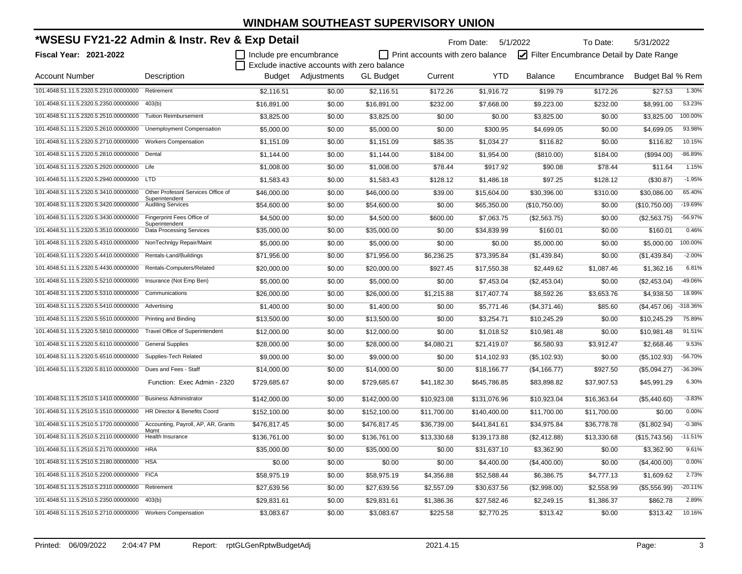# WINDHAM SOUTHEAST SUPERVISORY UNION

## *WSESU FY21-22 Admin & Instr. Rev & Exp Detail

**Fiscal Year: 2021-2022**

From Date: 5/1/2022 To Date: 5/31/2022

☐ Include pre encumbrance ☐ Print accounts with zero balance ☑ Filter Encumbrance Detail by Date Range

☐ Exclude inactive accounts with zero balance

| Account Number | Description | Budget | Adjustments | GL Budget | Current | YTD | Balance | Encumbrance | Budget Bal | % Rem |
|---|---|---|---|---|---|---|---|---|---|---|
| 101.4048.51.11.5.2320.5.2310.00000000 | Retirement | $2,116.51 | $0.00 | $2,116.51 | $172.26 | $1,916.72 | $199.79 | $172.26 | $27.53 | 1.30% |
| 101.4048.51.11.5.2320.5.2350.00000000 | 403(b) | $16,891.00 | $0.00 | $16,891.00 | $232.00 | $7,668.00 | $9,223.00 | $232.00 | $8,991.00 | 53.23% |
| 101.4048.51.11.5.2320.5.2510.00000000 | Tuition Reimbursement | $3,825.00 | $0.00 | $3,825.00 | $0.00 | $0.00 | $3,825.00 | $0.00 | $3,825.00 | 100.00% |
| 101.4048.51.11.5.2320.5.2610.00000000 | Unemployment Compensation | $5,000.00 | $0.00 | $5,000.00 | $0.00 | $300.95 | $4,699.05 | $0.00 | $4,699.05 | 93.98% |
| 101.4048.51.11.5.2320.5.2710.00000000 | Workers Compensation | $1,151.09 | $0.00 | $1,151.09 | $85.35 | $1,034.27 | $116.82 | $0.00 | $116.82 | 10.15% |
| 101.4048.51.11.5.2320.5.2810.00000000 | Dental | $1,144.00 | $0.00 | $1,144.00 | $184.00 | $1,954.00 | ($810.00) | $184.00 | ($994.00) | -86.89% |
| 101.4048.51.11.5.2320.5.2920.00000000 | Life | $1,008.00 | $0.00 | $1,008.00 | $78.44 | $917.92 | $90.08 | $78.44 | $11.64 | 1.15% |
| 101.4048.51.11.5.2320.5.2940.00000000 | LTD | $1,583.43 | $0.00 | $1,583.43 | $128.12 | $1,486.18 | $97.25 | $128.12 | ($30.87) | -1.95% |
| 101.4048.51.11.5.2320.5.3410.00000000 | Other Professnl Services Office of Superintendent | $46,000.00 | $0.00 | $46,000.00 | $39.00 | $15,604.00 | $30,396.00 | $310.00 | $30,086.00 | 65.40% |
| 101.4048.51.11.5.2320.5.3420.00000000 | Auditing Services | $54,600.00 | $0.00 | $54,600.00 | $0.00 | $65,350.00 | ($10,750.00) | $0.00 | ($10,750.00) | -19.69% |
| 101.4048.51.11.5.2320.5.3430.00000000 | Fingerprint Fees Office of Superintendent | $4,500.00 | $0.00 | $4,500.00 | $600.00 | $7,063.75 | ($2,563.75) | $0.00 | ($2,563.75) | -56.97% |
| 101.4048.51.11.5.2320.5.3510.00000000 | Data Processing Services | $35,000.00 | $0.00 | $35,000.00 | $0.00 | $34,839.99 | $160.01 | $0.00 | $160.01 | 0.46% |
| 101.4048.51.11.5.2320.5.4310.00000000 | NonTechnlgy Repair/Maint | $5,000.00 | $0.00 | $5,000.00 | $0.00 | $0.00 | $5,000.00 | $0.00 | $5,000.00 | 100.00% |
| 101.4048.51.11.5.2320.5.4410.00000000 | Rentals-Land/Buildings | $71,956.00 | $0.00 | $71,956.00 | $6,236.25 | $73,395.84 | ($1,439.84) | $0.00 | ($1,439.84) | -2.00% |
| 101.4048.51.11.5.2320.5.4430.00000000 | Rentals-Computers/Related | $20,000.00 | $0.00 | $20,000.00 | $927.45 | $17,550.38 | $2,449.62 | $1,087.46 | $1,362.16 | 6.81% |
| 101.4048.51.11.5.2320.5.5210.00000000 | Insurance (Not Emp Ben) | $5,000.00 | $0.00 | $5,000.00 | $0.00 | $7,453.04 | ($2,453.04) | $0.00 | ($2,453.04) | -49.06% |
| 101.4048.51.11.5.2320.5.5310.00000000 | Communications | $26,000.00 | $0.00 | $26,000.00 | $1,215.88 | $17,407.74 | $8,592.26 | $3,653.76 | $4,938.50 | 18.99% |
| 101.4048.51.11.5.2320.5.5410.00000000 | Advertising | $1,400.00 | $0.00 | $1,400.00 | $0.00 | $5,771.46 | ($4,371.46) | $85.60 | ($4,457.06) | -318.36% |
| 101.4048.51.11.5.2320.5.5510.00000000 | Printing and Binding | $13,500.00 | $0.00 | $13,500.00 | $0.00 | $3,254.71 | $10,245.29 | $0.00 | $10,245.29 | 75.89% |
| 101.4048.51.11.5.2320.5.5810.00000000 | Travel Office of Superintendent | $12,000.00 | $0.00 | $12,000.00 | $0.00 | $1,018.52 | $10,981.48 | $0.00 | $10,981.48 | 91.51% |
| 101.4048.51.11.5.2320.5.6110.00000000 | General Supplies | $28,000.00 | $0.00 | $28,000.00 | $4,080.21 | $21,419.07 | $6,580.93 | $3,912.47 | $2,668.46 | 9.53% |
| 101.4048.51.11.5.2320.5.6510.00000000 | Supplies-Tech Related | $9,000.00 | $0.00 | $9,000.00 | $0.00 | $14,102.93 | ($5,102.93) | $0.00 | ($5,102.93) | -56.70% |
| 101.4048.51.11.5.2320.5.8110.00000000 | Dues and Fees - Staff | $14,000.00 | $0.00 | $14,000.00 | $0.00 | $18,166.77 | ($4,166.77) | $927.50 | ($5,094.27) | -36.39% |
| | Function: Exec Admin - 2320 | $729,685.67 | $0.00 | $729,685.67 | $41,182.30 | $645,786.85 | $83,898.82 | $37,907.53 | $45,991.29 | 6.30% |
| 101.4048.51.11.5.2510.5.1410.00000000 | Business Administrator | $142,000.00 | $0.00 | $142,000.00 | $10,923.08 | $131,076.96 | $10,923.04 | $16,363.64 | ($5,440.60) | -3.83% |
| 101.4048.51.11.5.2510.5.1510.00000000 | HR Director & Benefits Coord | $152,100.00 | $0.00 | $152,100.00 | $11,700.00 | $140,400.00 | $11,700.00 | $11,700.00 | $0.00 | 0.00% |
| 101.4048.51.11.5.2510.5.1720.00000000 | Accounting, Payroll, AP, AR, Grants Mgmt | $476,817.45 | $0.00 | $476,817.45 | $36,739.00 | $441,841.61 | $34,975.84 | $36,778.78 | ($1,802.94) | -0.38% |
| 101.4048.51.11.5.2510.5.2110.00000000 | Health Insurance | $136,761.00 | $0.00 | $136,761.00 | $13,330.68 | $139,173.88 | ($2,412.88) | $13,330.68 | ($15,743.56) | -11.51% |
| 101.4048.51.11.5.2510.5.2170.00000000 | HRA | $35,000.00 | $0.00 | $35,000.00 | $0.00 | $31,637.10 | $3,362.90 | $0.00 | $3,362.90 | 9.61% |
| 101.4048.51.11.5.2510.5.2180.00000000 | HSA | $0.00 | $0.00 | $0.00 | $0.00 | $4,400.00 | ($4,400.00) | $0.00 | ($4,400.00) | 0.00% |
| 101.4048.51.11.5.2510.5.2200.00000000 | FICA | $58,975.19 | $0.00 | $58,975.19 | $4,356.88 | $52,588.44 | $6,386.75 | $4,777.13 | $1,609.62 | 2.73% |
| 101.4048.51.11.5.2510.5.2310.00000000 | Retirement | $27,639.56 | $0.00 | $27,639.56 | $2,557.09 | $30,637.56 | ($2,998.00) | $2,558.99 | ($5,556.99) | -20.11% |
| 101.4048.51.11.5.2510.5.2350.00000000 | 403(b) | $29,831.61 | $0.00 | $29,831.61 | $1,386.36 | $27,582.46 | $2,249.15 | $1,386.37 | $862.78 | 2.89% |
| 101.4048.51.11.5.2510.5.2710.00000000 | Workers Compensation | $3,083.67 | $0.00 | $3,083.67 | $225.58 | $2,770.25 | $313.42 | $0.00 | $313.42 | 10.16% |

Printed: 06/09/2022 2:04:47 PM Report: rptGLGenRptwBudgetAdj 2021.4.15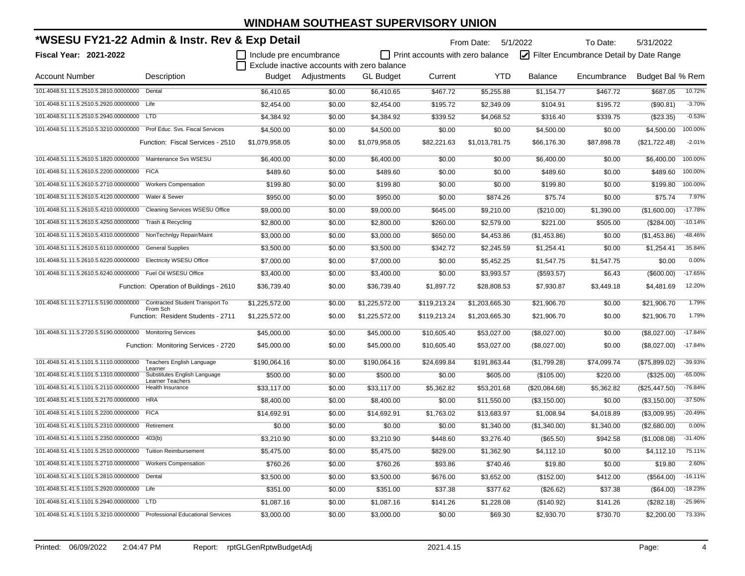# WINDHAM SOUTHEAST SUPERVISORY UNION

## *WSESU FY21-22 Admin & Instr. Rev & Exp Detail

From Date: 5/1/2022 To Date: 5/31/2022

**Fiscal Year: 2021-2022**

☐ Include pre encumbrance ☐ Print accounts with zero balance ☑ Filter Encumbrance Detail by Date Range

☐ Exclude inactive accounts with zero balance

| Account Number | Description | Budget | Adjustments | GL Budget | Current | YTD | Balance | Encumbrance | Budget Bal | % Rem |
|---|---|---|---|---|---|---|---|---|---|---|
| 101.4048.51.11.5.2510.5.2810.00000000 | Dental | $6,410.65 | $0.00 | $6,410.65 | $467.72 | $5,255.88 | $1,154.77 | $467.72 | $687.05 | 10.72% |
| 101.4048.51.11.5.2510.5.2920.00000000 | Life | $2,454.00 | $0.00 | $2,454.00 | $195.72 | $2,349.09 | $104.91 | $195.72 | ($90.81) | -3.70% |
| 101.4048.51.11.5.2510.5.2940.00000000 | LTD | $4,384.92 | $0.00 | $4,384.92 | $339.52 | $4,068.52 | $316.40 | $339.75 | ($23.35) | -0.53% |
| 101.4048.51.11.5.2510.5.3210.00000000 | Prof Educ. Svs. Fiscal Services | $4,500.00 | $0.00 | $4,500.00 | $0.00 | $0.00 | $4,500.00 | $0.00 | $4,500.00 | 100.00% |
| | Function: Fiscal Services - 2510 | $1,079,958.05 | $0.00 | $1,079,958.05 | $82,221.63 | $1,013,781.75 | $66,176.30 | $87,898.78 | ($21,722.48) | -2.01% |
| 101.4048.51.11.5.2610.5.1820.00000000 | Maintenance Svs WSESU | $6,400.00 | $0.00 | $6,400.00 | $0.00 | $0.00 | $6,400.00 | $0.00 | $6,400.00 | 100.00% |
| 101.4048.51.11.5.2610.5.2200.00000000 | FICA | $489.60 | $0.00 | $489.60 | $0.00 | $0.00 | $489.60 | $0.00 | $489.60 | 100.00% |
| 101.4048.51.11.5.2610.5.2710.00000000 | Workers Compensation | $199.80 | $0.00 | $199.80 | $0.00 | $0.00 | $199.80 | $0.00 | $199.80 | 100.00% |
| 101.4048.51.11.5.2610.5.4120.00000000 | Water & Sewer | $950.00 | $0.00 | $950.00 | $0.00 | $874.26 | $75.74 | $0.00 | $75.74 | 7.97% |
| 101.4048.51.11.5.2610.5.4210.00000000 | Cleaning Services WSESU Office | $9,000.00 | $0.00 | $9,000.00 | $645.00 | $9,210.00 | ($210.00) | $1,390.00 | ($1,600.00) | -17.78% |
| 101.4048.51.11.5.2610.5.4250.00000000 | Trash & Recycling | $2,800.00 | $0.00 | $2,800.00 | $260.00 | $2,579.00 | $221.00 | $505.00 | ($284.00) | -10.14% |
| 101.4048.51.11.5.2610.5.4310.00000000 | NonTechnlgy Repair/Maint | $3,000.00 | $0.00 | $3,000.00 | $650.00 | $4,453.86 | ($1,453.86) | $0.00 | ($1,453.86) | -48.46% |
| 101.4048.51.11.5.2610.5.6110.00000000 | General Supplies | $3,500.00 | $0.00 | $3,500.00 | $342.72 | $2,245.59 | $1,254.41 | $0.00 | $1,254.41 | 35.84% |
| 101.4048.51.11.5.2610.5.6220.00000000 | Electricity WSESU Office | $7,000.00 | $0.00 | $7,000.00 | $0.00 | $5,452.25 | $1,547.75 | $1,547.75 | $0.00 | 0.00% |
| 101.4048.51.11.5.2610.5.6240.00000000 | Fuel Oil WSESU Office | $3,400.00 | $0.00 | $3,400.00 | $0.00 | $3,993.57 | ($593.57) | $6.43 | ($600.00) | -17.65% |
| | Function: Operation of Buildings - 2610 | $36,739.40 | $0.00 | $36,739.40 | $1,897.72 | $28,808.53 | $7,930.87 | $3,449.18 | $4,481.69 | 12.20% |
| 101.4048.51.11.5.2711.5.5190.00000000 | Contracted Student Transport To From Sch | $1,225,572.00 | $0.00 | $1,225,572.00 | $119,213.24 | $1,203,665.30 | $21,906.70 | $0.00 | $21,906.70 | 1.79% |
| | Function: Resident Students - 2711 | $1,225,572.00 | $0.00 | $1,225,572.00 | $119,213.24 | $1,203,665.30 | $21,906.70 | $0.00 | $21,906.70 | 1.79% |
| 101.4048.51.11.5.2720.5.5190.00000000 | Monitoring Services | $45,000.00 | $0.00 | $45,000.00 | $10,605.40 | $53,027.00 | ($8,027.00) | $0.00 | ($8,027.00) | -17.84% |
| | Function: Monitoring Services - 2720 | $45,000.00 | $0.00 | $45,000.00 | $10,605.40 | $53,027.00 | ($8,027.00) | $0.00 | ($8,027.00) | -17.84% |
| 101.4048.51.41.5.1101.5.1110.00000000 | Teachers English Language Learner | $190,064.16 | $0.00 | $190,064.16 | $24,699.84 | $191,863.44 | ($1,799.28) | $74,099.74 | ($75,899.02) | -39.93% |
| 101.4048.51.41.5.1101.5.1310.00000000 | Substitutes English Language Learner Teachers | $500.00 | $0.00 | $500.00 | $0.00 | $605.00 | ($105.00) | $220.00 | ($325.00) | -65.00% |
| 101.4048.51.41.5.1101.5.2110.00000000 | Health Insurance | $33,117.00 | $0.00 | $33,117.00 | $5,362.82 | $53,201.68 | ($20,084.68) | $5,362.82 | ($25,447.50) | -76.84% |
| 101.4048.51.41.5.1101.5.2170.00000000 | HRA | $8,400.00 | $0.00 | $8,400.00 | $0.00 | $11,550.00 | ($3,150.00) | $0.00 | ($3,150.00) | -37.50% |
| 101.4048.51.41.5.1101.5.2200.00000000 | FICA | $14,692.91 | $0.00 | $14,692.91 | $1,763.02 | $13,683.97 | $1,008.94 | $4,018.89 | ($3,009.95) | -20.49% |
| 101.4048.51.41.5.1101.5.2310.00000000 | Retirement | $0.00 | $0.00 | $0.00 | $0.00 | $1,340.00 | ($1,340.00) | $1,340.00 | ($2,680.00) | 0.00% |
| 101.4048.51.41.5.1101.5.2350.00000000 | 403(b) | $3,210.90 | $0.00 | $3,210.90 | $448.60 | $3,276.40 | ($65.50) | $942.58 | ($1,008.08) | -31.40% |
| 101.4048.51.41.5.1101.5.2510.00000000 | Tuition Reimbursement | $5,475.00 | $0.00 | $5,475.00 | $829.00 | $1,362.90 | $4,112.10 | $0.00 | $4,112.10 | 75.11% |
| 101.4048.51.41.5.1101.5.2710.00000000 | Workers Compensation | $760.26 | $0.00 | $760.26 | $93.86 | $740.46 | $19.80 | $0.00 | $19.80 | 2.60% |
| 101.4048.51.41.5.1101.5.2810.00000000 | Dental | $3,500.00 | $0.00 | $3,500.00 | $676.00 | $3,652.00 | ($152.00) | $412.00 | ($564.00) | -16.11% |
| 101.4048.51.41.5.1101.5.2920.00000000 | Life | $351.00 | $0.00 | $351.00 | $37.38 | $377.62 | ($26.62) | $37.38 | ($64.00) | -18.23% |
| 101.4048.51.41.5.1101.5.2940.00000000 | LTD | $1,087.16 | $0.00 | $1,087.16 | $141.26 | $1,228.08 | ($140.92) | $141.26 | ($282.18) | -25.96% |
| 101.4048.51.41.5.1101.5.3210.00000000 | Professional Educational Services | $3,000.00 | $0.00 | $3,000.00 | $0.00 | $69.30 | $2,930.70 | $730.70 | $2,200.00 | 73.33% |

Printed: 06/09/2022 2:04:47 PM Report: rptGLGenRptwBudgetAdj 2021.4.15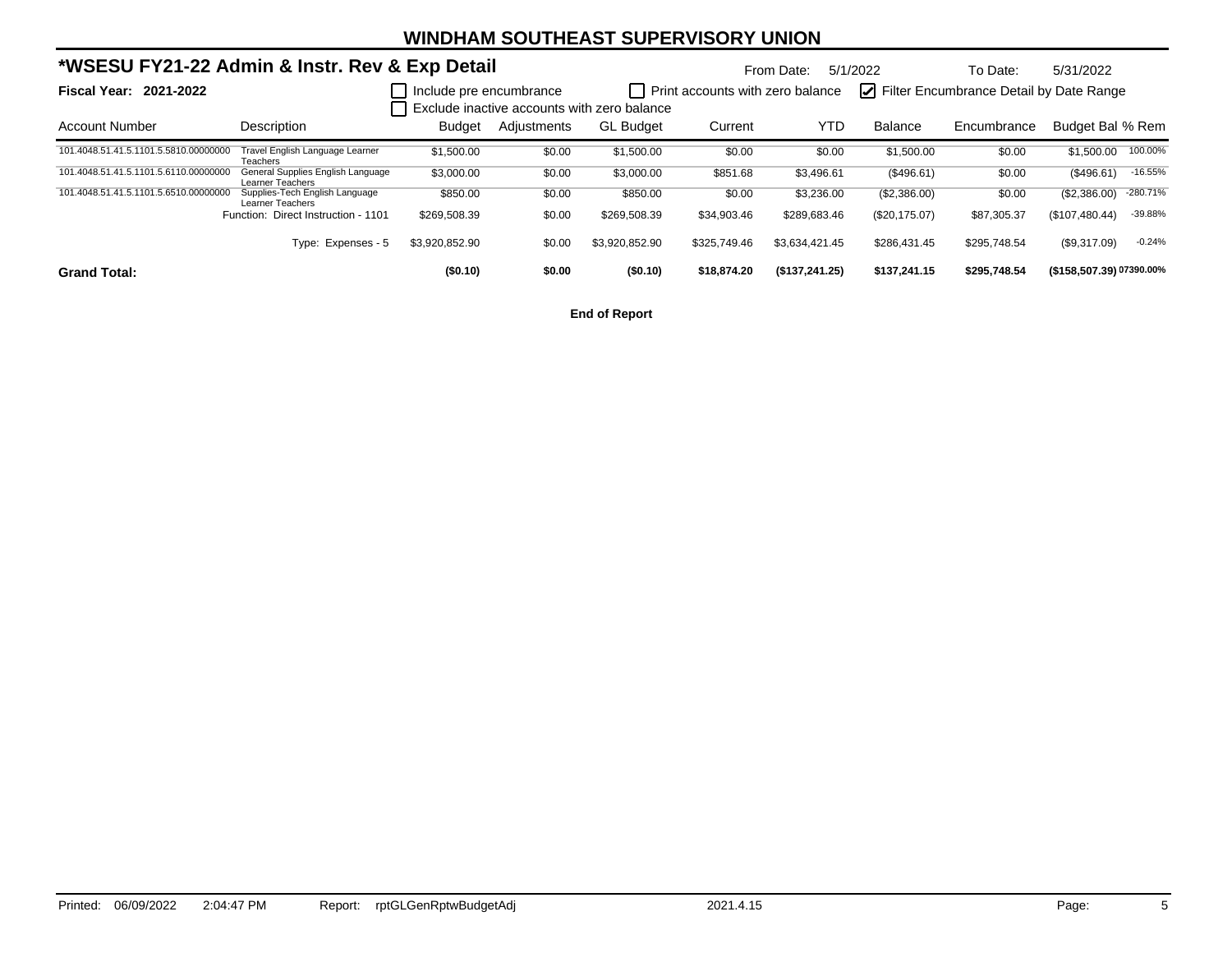# WINDHAM SOUTHEAST SUPERVISORY UNION

## *WSESU FY21-22 Admin & Instr. Rev & Exp Detail

From Date: 5/1/2022 To Date: 5/31/2022

**Fiscal Year: 2021-2022**

☐ Include pre encumbrance ☐ Print accounts with zero balance ☑ Filter Encumbrance Detail by Date Range

☐ Exclude inactive accounts with zero balance

| Account Number | Description | Budget | Adjustments | GL Budget | Current | YTD | Balance | Encumbrance | Budget Bal | % Rem |
|---|---|---|---|---|---|---|---|---|---|---|
| 101.4048.51.41.5.1101.5.5810.00000000 | Travel English Language Learner Teachers | $1,500.00 | $0.00 | $1,500.00 | $0.00 | $0.00 | $1,500.00 | $0.00 | $1,500.00 | 100.00% |
| 101.4048.51.41.5.1101.5.6110.00000000 | General Supplies English Language Learner Teachers | $3,000.00 | $0.00 | $3,000.00 | $851.68 | $3,496.61 | ($496.61) | $0.00 | ($496.61) | -16.55% |
| 101.4048.51.41.5.1101.5.6510.00000000 | Supplies-Tech English Language Learner Teachers | $850.00 | $0.00 | $850.00 | $0.00 | $3,236.00 | ($2,386.00) | $0.00 | ($2,386.00) | -280.71% |
| | Function: Direct Instruction - 1101 | $269,508.39 | $0.00 | $269,508.39 | $34,903.46 | $289,683.46 | ($20,175.07) | $87,305.37 | ($107,480.44) | -39.88% |
| | Type: Expenses - 5 | $3,920,852.90 | $0.00 | $3,920,852.90 | $325,749.46 | $3,634,421.45 | $286,431.45 | $295,748.54 | ($9,317.09) | -0.24% |
| **Grand Total:** | | **($0.10)** | **$0.00** | **($0.10)** | **$18,874.20** | **($137,241.25)** | **$137,241.15** | **$295,748.54** | **($158,507.39)** | **07390.00%** |

**End of Report**